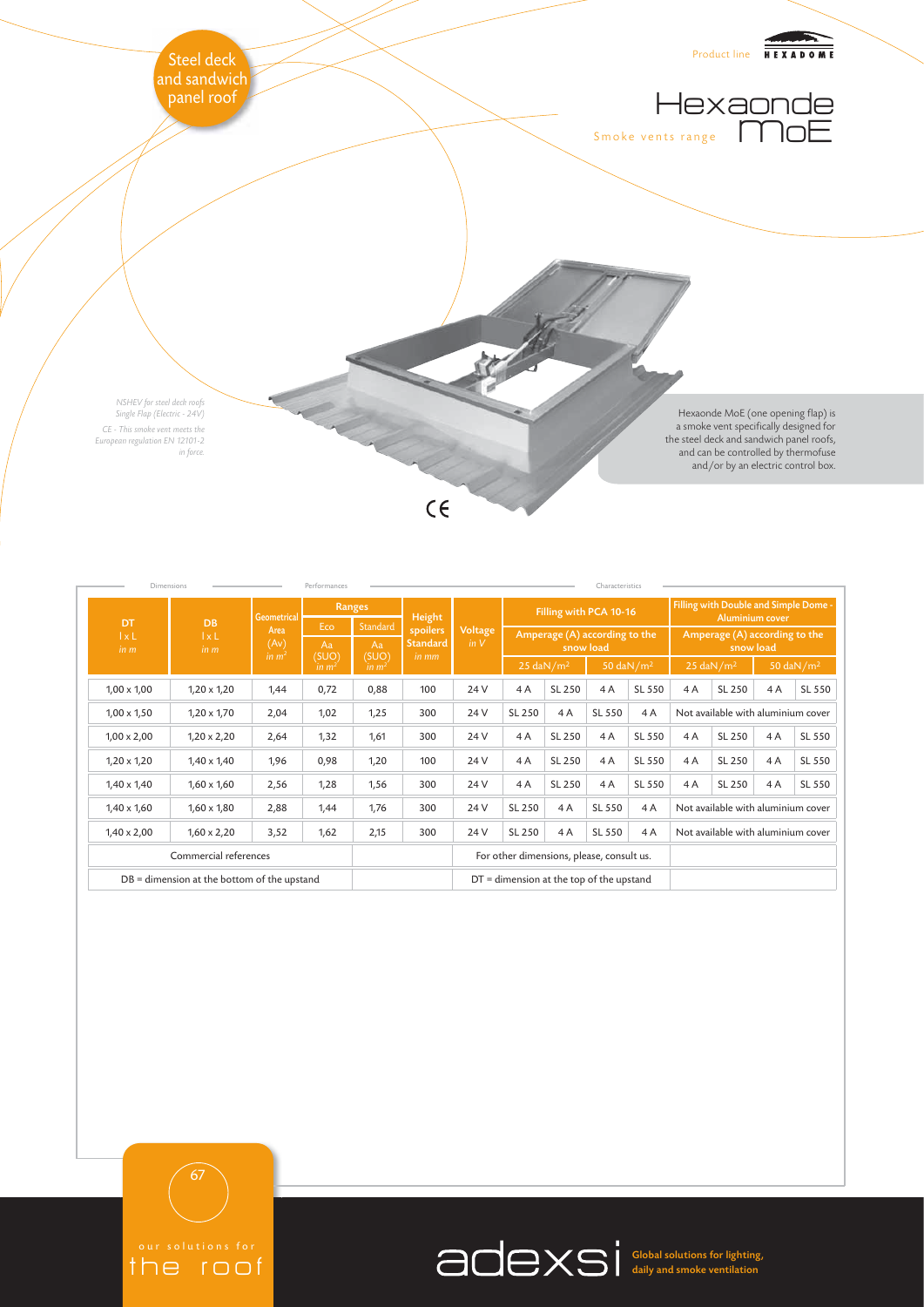Steel deck and sandwich panel roof

Product line HEXADOME

# Hexaonde MoE

Smoke vents range

*NSHEV for steel deck roofs Single Flap (Electric - 24V)*

*CE - This smoke vent meets the European regulation EN 12101-2 in force.*

Hexaonde MoE (one opening flap) is a smoke vent specifically designed for the steel deck and sandwich panel roofs, and can be controlled by thermofuse and/or by an electric control box.

CE

| Dimensions | | Performances | | | | Characteristics | | | | | | | | | |
|---|---|---|---|---|---|---|---|---|---|---|---|---|---|---|---|
| DT l x L *in m* | DB l x L *in m* | Geometrical Area (Av) *in $m^2$* | Ranges | | Height spoilers Standard *in mm* | Voltage *in V* | Filling with PCA 10-16 | | | | Filling with Double and Simple Dome - Aluminium cover | | | | |
| | | | Eco | Standard | | | Amperage (A) according to the snow load | | | | Amperage (A) according to the snow load | | | | |
| | | | Aa (SUO) *in $m^2$* | Aa (SUO) *in $m^2$* | | | 25 daN/$m^2$ | | 50 daN/$m^2$ | | 25 daN/$m^2$ | | 50 daN/$m^2$ | | |
| 1,00 x 1,00 | 1,20 x 1,20 | 1,44 | 0,72 | 0,88 | 100 | 24 V | 4 A | SL 250 | 4 A | SL 550 | 4 A | SL 250 | 4 A | SL 550 | |
| 1,00 x 1,50 | 1,20 x 1,70 | 2,04 | 1,02 | 1,25 | 300 | 24 V | SL 250 | 4 A | SL 550 | 4 A | Not available with aluminium cover | | | | |
| 1,00 x 2,00 | 1,20 x 2,20 | 2,64 | 1,32 | 1,61 | 300 | 24 V | 4 A | SL 250 | 4 A | SL 550 | 4 A | SL 250 | 4 A | SL 550 | |
| 1,20 x 1,20 | 1,40 x 1,40 | 1,96 | 0,98 | 1,20 | 100 | 24 V | 4 A | SL 250 | 4 A | SL 550 | 4 A | SL 250 | 4 A | SL 550 | |
| 1,40 x 1,40 | 1,60 x 1,60 | 2,56 | 1,28 | 1,56 | 300 | 24 V | 4 A | SL 250 | 4 A | SL 550 | 4 A | SL 250 | 4 A | SL 550 | |
| 1,40 x 1,60 | 1,60 x 1,80 | 2,88 | 1,44 | 1,76 | 300 | 24 V | SL 250 | 4 A | SL 550 | 4 A | Not available with aluminium cover | | | | |
| 1,40 x 2,00 | 1,60 x 2,20 | 3,52 | 1,62 | 2,15 | 300 | 24 V | SL 250 | 4 A | SL 550 | 4 A | Not available with aluminium cover | | | | |
| Commercial references | | | | | | For other dimensions, please, consult us. | | | | | | | | | |
| DB = dimension at the bottom of the upstand | | | | | | DT = dimension at the top of the upstand | | | | | | | | | |

our solutions for the roof

adexsi Global solutions for lighting, daily and smoke ventilation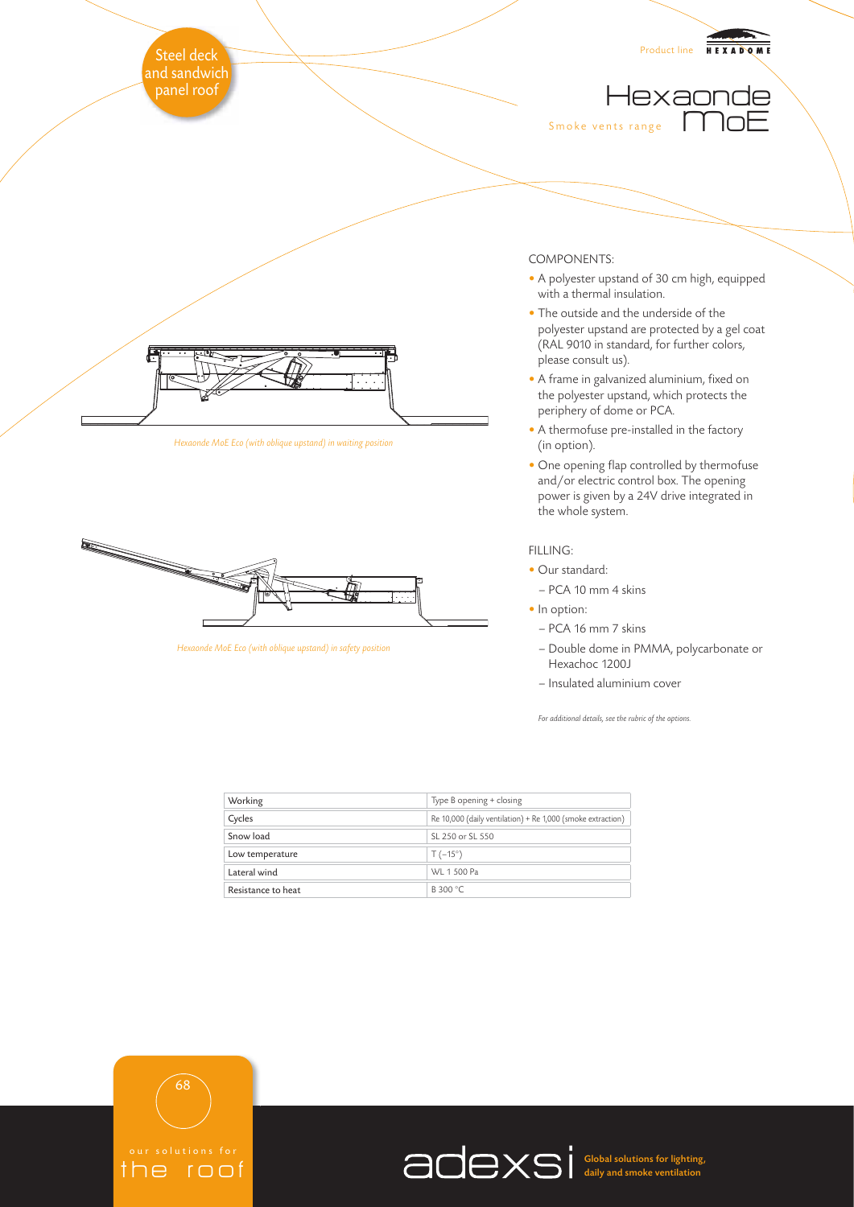Steel deck and sandwich panel roof

Product line HEXADOME

# Hexaonde MoE

Smoke vents range

*Hexaonde MoE Eco (with oblique upstand) in waiting position*

*Hexaonde MoE Eco (with oblique upstand) in safety position*

COMPONENTS:

- A polyester upstand of 30 cm high, equipped with a thermal insulation.
- The outside and the underside of the polyester upstand are protected by a gel coat (RAL 9010 in standard, for further colors, please consult us).
- A frame in galvanized aluminium, fixed on the polyester upstand, which protects the periphery of dome or PCA.
- A thermofuse pre-installed in the factory (in option).
- One opening flap controlled by thermofuse and/or electric control box. The opening power is given by a 24V drive integrated in the whole system.

FILLING:

- Our standard:
  - PCA 10 mm 4 skins
- In option:
  - PCA 16 mm 7 skins
  - Double dome in PMMA, polycarbonate or Hexachoc 1200J
  - Insulated aluminium cover

*For additional details, see the rubric of the options.*

| | |
|---|---|
| Working | Type B opening + closing |
| Cycles | Re 10,000 (daily ventilation) + Re 1,000 (smoke extraction) |
| Snow load | SL 250 or SL 550 |
| Low temperature | T (−15°) |
| Lateral wind | WL 1 500 Pa |
| Resistance to heat | B 300 °C |

our solutions for the roof

adexsi Global solutions for lighting, daily and smoke ventilation